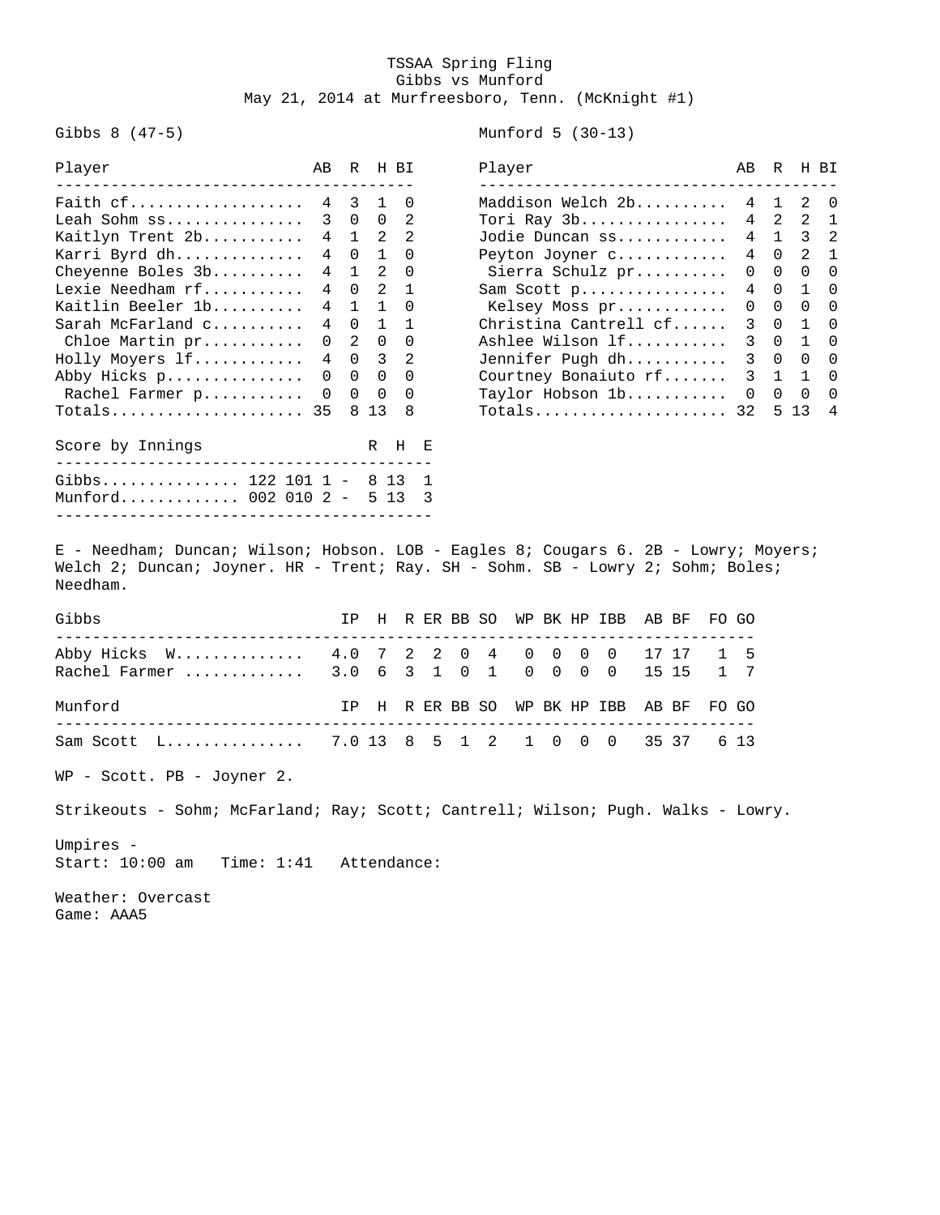# TSSAA Spring Fling

## Gibbs vs Munford

May 21, 2014 at Murfreesboro, Tenn. (McKnight #1)

**Gibbs 8 (47-5)**

| Player | AB | R | H | BI |
|---|---|---|---|---|
| Faith cf | 4 | 3 | 1 | 0 |
| Leah Sohm ss | 3 | 0 | 0 | 2 |
| Kaitlyn Trent 2b | 4 | 1 | 2 | 2 |
| Karri Byrd dh | 4 | 0 | 1 | 0 |
| Cheyenne Boles 3b | 4 | 1 | 2 | 0 |
| Lexie Needham rf | 4 | 0 | 2 | 1 |
| Kaitlin Beeler 1b | 4 | 1 | 1 | 0 |
| Sarah McFarland c | 4 | 0 | 1 | 1 |
| Chloe Martin pr | 0 | 2 | 0 | 0 |
| Holly Moyers lf | 4 | 0 | 3 | 2 |
| Abby Hicks p | 0 | 0 | 0 | 0 |
| Rachel Farmer p | 0 | 0 | 0 | 0 |
| Totals | 35 | 8 | 13 | 8 |

**Munford 5 (30-13)**

| Player | AB | R | H | BI |
|---|---|---|---|---|
| Maddison Welch 2b | 4 | 1 | 2 | 0 |
| Tori Ray 3b | 4 | 2 | 2 | 1 |
| Jodie Duncan ss | 4 | 1 | 3 | 2 |
| Peyton Joyner c | 4 | 0 | 2 | 1 |
| Sierra Schulz pr | 0 | 0 | 0 | 0 |
| Sam Scott p | 4 | 0 | 1 | 0 |
| Kelsey Moss pr | 0 | 0 | 0 | 0 |
| Christina Cantrell cf | 3 | 0 | 1 | 0 |
| Ashlee Wilson lf | 3 | 0 | 1 | 0 |
| Jennifer Pugh dh | 3 | 0 | 0 | 0 |
| Courtney Bonaiuto rf | 3 | 1 | 1 | 0 |
| Taylor Hobson 1b | 0 | 0 | 0 | 0 |
| Totals | 32 | 5 | 13 | 4 |

| Score by Innings | | R | H | E |
|---|---|---|---|---|
| Gibbs | 122 101 1 | 8 | 13 | 1 |
| Munford | 002 010 2 | 5 | 13 | 3 |

E - Needham; Duncan; Wilson; Hobson. LOB - Eagles 8; Cougars 6. 2B - Lowry; Moyers; Welch 2; Duncan; Joyner. HR - Trent; Ray. SH - Sohm. SB - Lowry 2; Sohm; Boles; Needham.

| Gibbs | IP | H | R | ER | BB | SO | WP | BK | HP | IBB | AB | BF | FO | GO |
|---|---|---|---|---|---|---|---|---|---|---|---|---|---|---|
| Abby Hicks W | 4.0 | 7 | 2 | 2 | 0 | 4 | 0 | 0 | 0 | 0 | 17 | 17 | 1 | 5 |
| Rachel Farmer | 3.0 | 6 | 3 | 1 | 0 | 1 | 0 | 0 | 0 | 0 | 15 | 15 | 1 | 7 |

| Munford | IP | H | R | ER | BB | SO | WP | BK | HP | IBB | AB | BF | FO | GO |
|---|---|---|---|---|---|---|---|---|---|---|---|---|---|---|
| Sam Scott L | 7.0 | 13 | 8 | 5 | 1 | 2 | 1 | 0 | 0 | 0 | 35 | 37 | 6 | 13 |

WP - Scott. PB - Joyner 2.

Strikeouts - Sohm; McFarland; Ray; Scott; Cantrell; Wilson; Pugh. Walks - Lowry.

Umpires -
Start: 10:00 am Time: 1:41 Attendance:

Weather: Overcast
Game: AAA5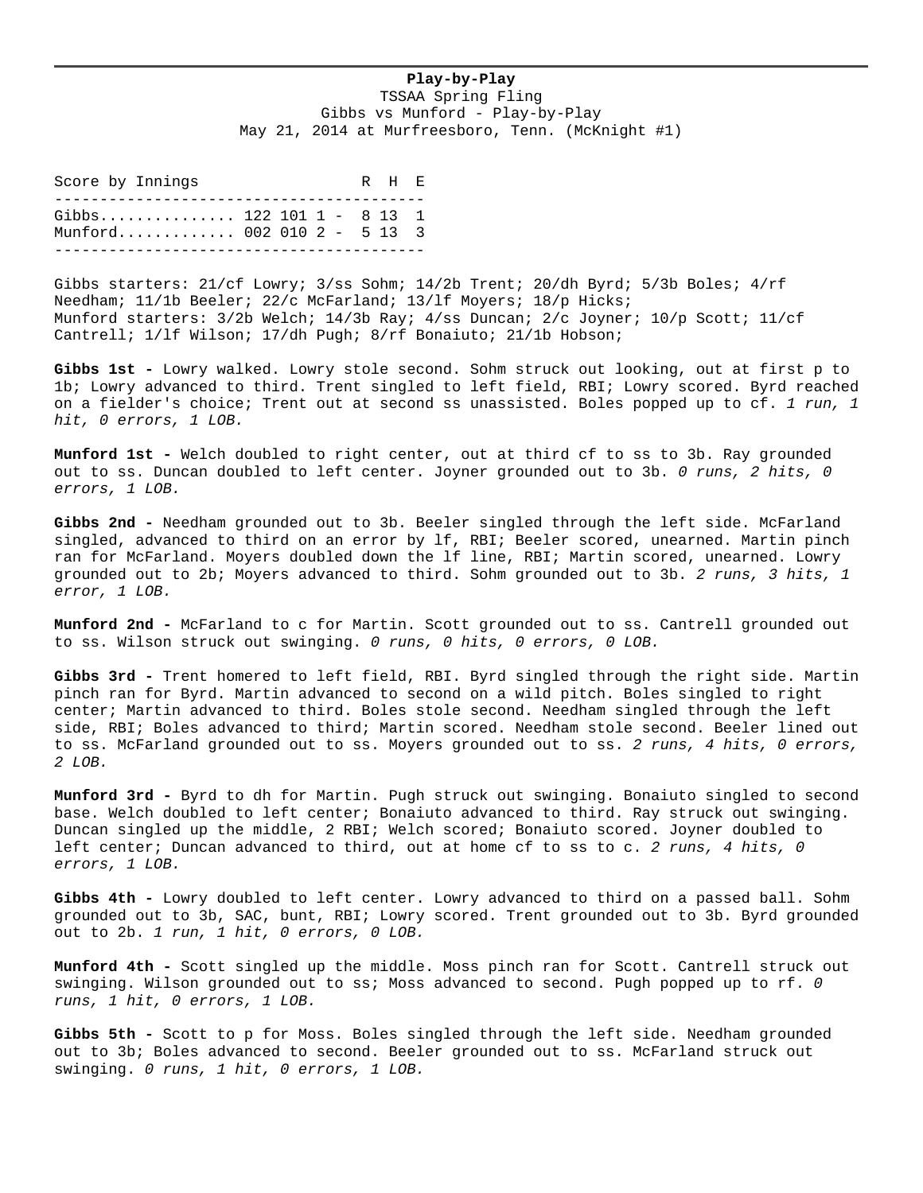**Play-by-Play**

TSSAA Spring Fling
Gibbs vs Munford - Play-by-Play
May 21, 2014 at Murfreesboro, Tenn. (McKnight #1)

| Score by Innings | | R | H | E |
|---|---|---|---|---|
| Gibbs | 122 101 1 | 8 | 13 | 1 |
| Munford | 002 010 2 | 5 | 13 | 3 |

Gibbs starters: 21/cf Lowry; 3/ss Sohm; 14/2b Trent; 20/dh Byrd; 5/3b Boles; 4/rf Needham; 11/1b Beeler; 22/c McFarland; 13/lf Moyers; 18/p Hicks;
Munford starters: 3/2b Welch; 14/3b Ray; 4/ss Duncan; 2/c Joyner; 10/p Scott; 11/cf Cantrell; 1/lf Wilson; 17/dh Pugh; 8/rf Bonaiuto; 21/1b Hobson;

**Gibbs 1st -** Lowry walked. Lowry stole second. Sohm struck out looking, out at first p to 1b; Lowry advanced to third. Trent singled to left field, RBI; Lowry scored. Byrd reached on a fielder's choice; Trent out at second ss unassisted. Boles popped up to cf. *1 run, 1 hit, 0 errors, 1 LOB.*

**Munford 1st -** Welch doubled to right center, out at third cf to ss to 3b. Ray grounded out to ss. Duncan doubled to left center. Joyner grounded out to 3b. *0 runs, 2 hits, 0 errors, 1 LOB.*

**Gibbs 2nd -** Needham grounded out to 3b. Beeler singled through the left side. McFarland singled, advanced to third on an error by lf, RBI; Beeler scored, unearned. Martin pinch ran for McFarland. Moyers doubled down the lf line, RBI; Martin scored, unearned. Lowry grounded out to 2b; Moyers advanced to third. Sohm grounded out to 3b. *2 runs, 3 hits, 1 error, 1 LOB.*

**Munford 2nd -** McFarland to c for Martin. Scott grounded out to ss. Cantrell grounded out to ss. Wilson struck out swinging. *0 runs, 0 hits, 0 errors, 0 LOB.*

**Gibbs 3rd -** Trent homered to left field, RBI. Byrd singled through the right side. Martin pinch ran for Byrd. Martin advanced to second on a wild pitch. Boles singled to right center; Martin advanced to third. Boles stole second. Needham singled through the left side, RBI; Boles advanced to third; Martin scored. Needham stole second. Beeler lined out to ss. McFarland grounded out to ss. Moyers grounded out to ss. *2 runs, 4 hits, 0 errors, 2 LOB.*

**Munford 3rd -** Byrd to dh for Martin. Pugh struck out swinging. Bonaiuto singled to second base. Welch doubled to left center; Bonaiuto advanced to third. Ray struck out swinging. Duncan singled up the middle, 2 RBI; Welch scored; Bonaiuto scored. Joyner doubled to left center; Duncan advanced to third, out at home cf to ss to c. *2 runs, 4 hits, 0 errors, 1 LOB.*

**Gibbs 4th -** Lowry doubled to left center. Lowry advanced to third on a passed ball. Sohm grounded out to 3b, SAC, bunt, RBI; Lowry scored. Trent grounded out to 3b. Byrd grounded out to 2b. *1 run, 1 hit, 0 errors, 0 LOB.*

**Munford 4th -** Scott singled up the middle. Moss pinch ran for Scott. Cantrell struck out swinging. Wilson grounded out to ss; Moss advanced to second. Pugh popped up to rf. *0 runs, 1 hit, 0 errors, 1 LOB.*

**Gibbs 5th -** Scott to p for Moss. Boles singled through the left side. Needham grounded out to 3b; Boles advanced to second. Beeler grounded out to ss. McFarland struck out swinging. *0 runs, 1 hit, 0 errors, 1 LOB.*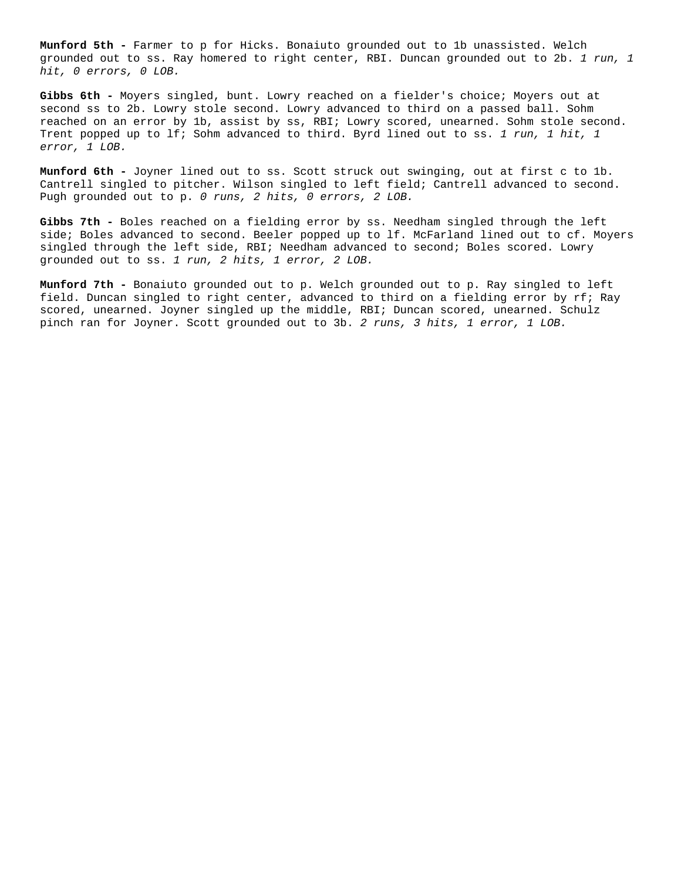**Munford 5th -** Farmer to p for Hicks. Bonaiuto grounded out to 1b unassisted. Welch grounded out to ss. Ray homered to right center, RBI. Duncan grounded out to 2b. *1 run, 1 hit, 0 errors, 0 LOB.*

**Gibbs 6th -** Moyers singled, bunt. Lowry reached on a fielder's choice; Moyers out at second ss to 2b. Lowry stole second. Lowry advanced to third on a passed ball. Sohm reached on an error by 1b, assist by ss, RBI; Lowry scored, unearned. Sohm stole second. Trent popped up to lf; Sohm advanced to third. Byrd lined out to ss. *1 run, 1 hit, 1 error, 1 LOB.*

**Munford 6th -** Joyner lined out to ss. Scott struck out swinging, out at first c to 1b. Cantrell singled to pitcher. Wilson singled to left field; Cantrell advanced to second. Pugh grounded out to p. *0 runs, 2 hits, 0 errors, 2 LOB.*

**Gibbs 7th -** Boles reached on a fielding error by ss. Needham singled through the left side; Boles advanced to second. Beeler popped up to lf. McFarland lined out to cf. Moyers singled through the left side, RBI; Needham advanced to second; Boles scored. Lowry grounded out to ss. *1 run, 2 hits, 1 error, 2 LOB.*

**Munford 7th -** Bonaiuto grounded out to p. Welch grounded out to p. Ray singled to left field. Duncan singled to right center, advanced to third on a fielding error by rf; Ray scored, unearned. Joyner singled up the middle, RBI; Duncan scored, unearned. Schulz pinch ran for Joyner. Scott grounded out to 3b. *2 runs, 3 hits, 1 error, 1 LOB.*